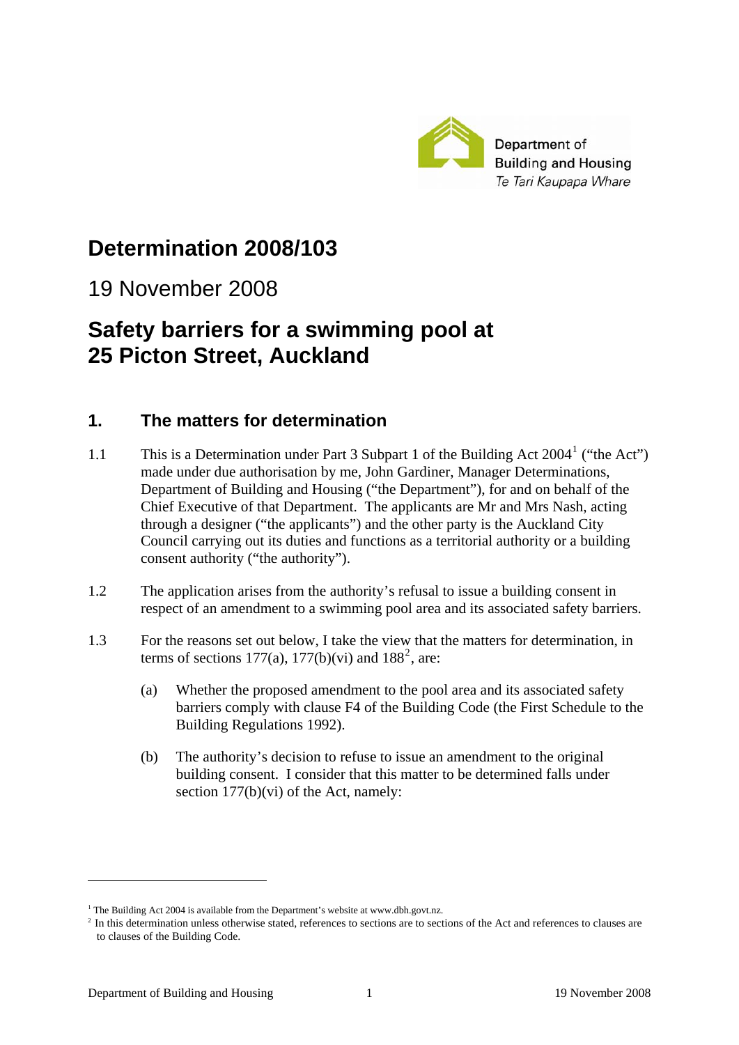Department of Building and Housing
*Te Tari Kaupapa Whare*

# Determination 2008/103

19 November 2008

# Safety barriers for a swimming pool at 25 Picton Street, Auckland

## 1. The matters for determination

1.1 This is a Determination under Part 3 Subpart 1 of the Building Act 2004[1] ("the Act") made under due authorisation by me, John Gardiner, Manager Determinations, Department of Building and Housing ("the Department"), for and on behalf of the Chief Executive of that Department. The applicants are Mr and Mrs Nash, acting through a designer ("the applicants") and the other party is the Auckland City Council carrying out its duties and functions as a territorial authority or a building consent authority ("the authority").

1.2 The application arises from the authority's refusal to issue a building consent in respect of an amendment to a swimming pool area and its associated safety barriers.

1.3 For the reasons set out below, I take the view that the matters for determination, in terms of sections 177(a), 177(b)(vi) and 188[2], are:

(a) Whether the proposed amendment to the pool area and its associated safety barriers comply with clause F4 of the Building Code (the First Schedule to the Building Regulations 1992).

(b) The authority's decision to refuse to issue an amendment to the original building consent. I consider that this matter to be determined falls under section 177(b)(vi) of the Act, namely:

---

[1] The Building Act 2004 is available from the Department's website at www.dbh.govt.nz.

[2] In this determination unless otherwise stated, references to sections are to sections of the Act and references to clauses are to clauses of the Building Code.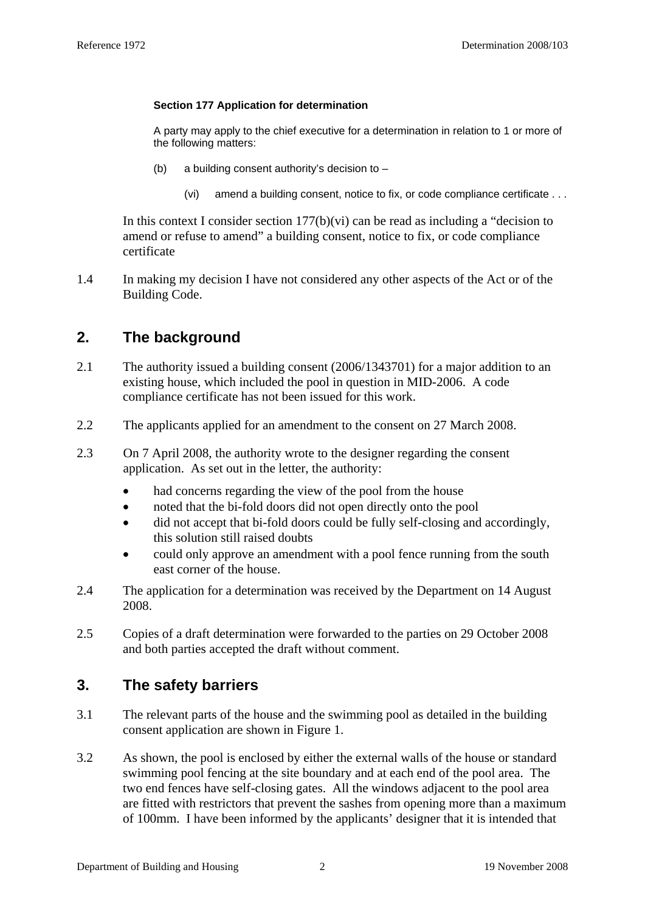**Section 177 Application for determination**

> A party may apply to the chief executive for a determination in relation to 1 or more of the following matters:
>
> (b) a building consent authority's decision to –
>
> (vi) amend a building consent, notice to fix, or code compliance certificate . . .

In this context I consider section 177(b)(vi) can be read as including a "decision to amend or refuse to amend" a building consent, notice to fix, or code compliance certificate

1.4 In making my decision I have not considered any other aspects of the Act or of the Building Code.

## 2. The background

2.1 The authority issued a building consent (2006/1343701) for a major addition to an existing house, which included the pool in question in MID-2006. A code compliance certificate has not been issued for this work.

2.2 The applicants applied for an amendment to the consent on 27 March 2008.

2.3 On 7 April 2008, the authority wrote to the designer regarding the consent application. As set out in the letter, the authority:

- had concerns regarding the view of the pool from the house
- noted that the bi-fold doors did not open directly onto the pool
- did not accept that bi-fold doors could be fully self-closing and accordingly, this solution still raised doubts
- could only approve an amendment with a pool fence running from the south east corner of the house.

2.4 The application for a determination was received by the Department on 14 August 2008.

2.5 Copies of a draft determination were forwarded to the parties on 29 October 2008 and both parties accepted the draft without comment.

## 3. The safety barriers

3.1 The relevant parts of the house and the swimming pool as detailed in the building consent application are shown in Figure 1.

3.2 As shown, the pool is enclosed by either the external walls of the house or standard swimming pool fencing at the site boundary and at each end of the pool area. The two end fences have self-closing gates. All the windows adjacent to the pool area are fitted with restrictors that prevent the sashes from opening more than a maximum of 100mm. I have been informed by the applicants' designer that it is intended that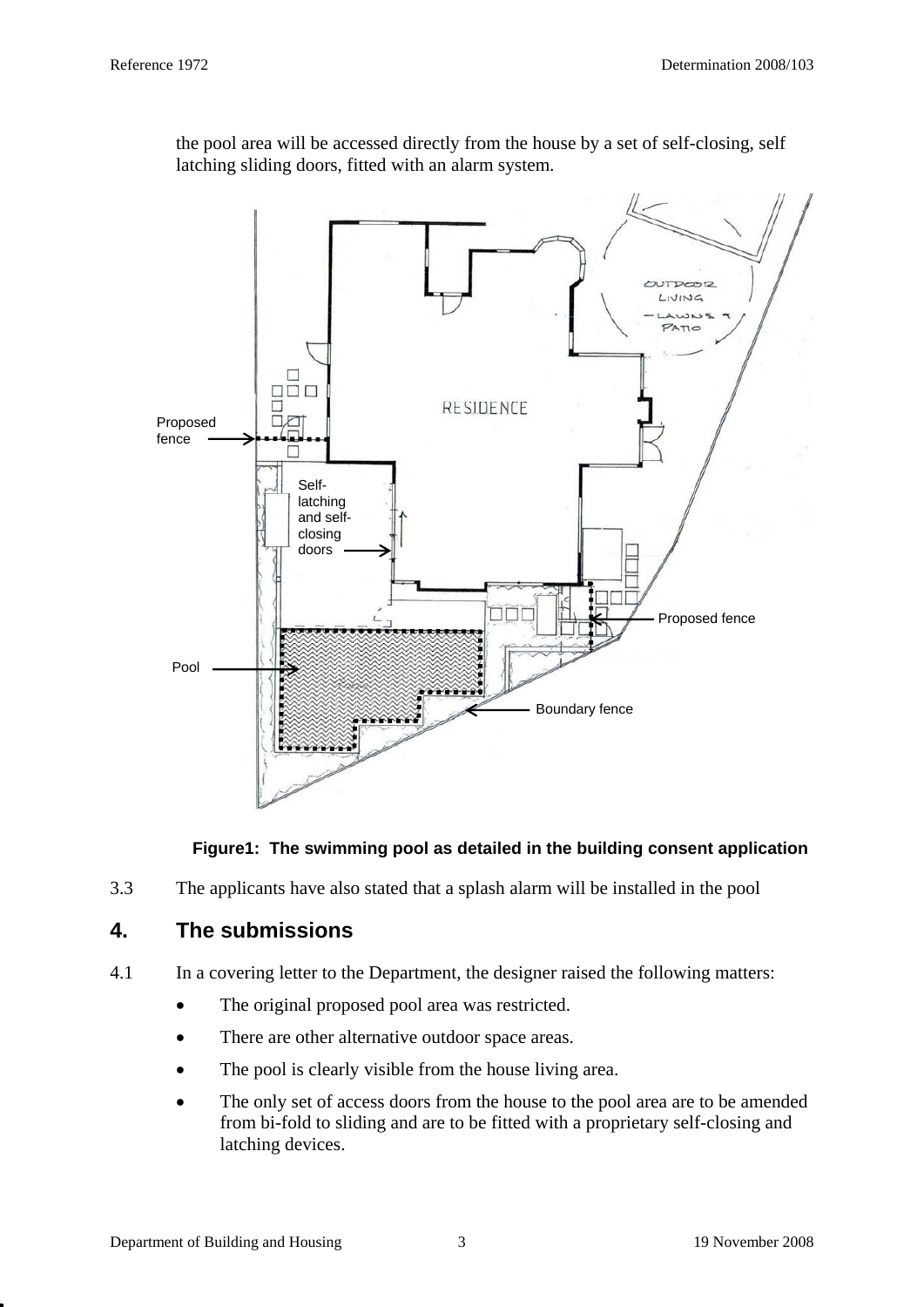the pool area will be accessed directly from the house by a set of self-closing, self latching sliding doors, fitted with an alarm system.

**Figure1: The swimming pool as detailed in the building consent application**

3.3 The applicants have also stated that a splash alarm will be installed in the pool

## 4. The submissions

4.1 In a covering letter to the Department, the designer raised the following matters:

- The original proposed pool area was restricted.
- There are other alternative outdoor space areas.
- The pool is clearly visible from the house living area.
- The only set of access doors from the house to the pool area are to be amended from bi-fold to sliding and are to be fitted with a proprietary self-closing and latching devices.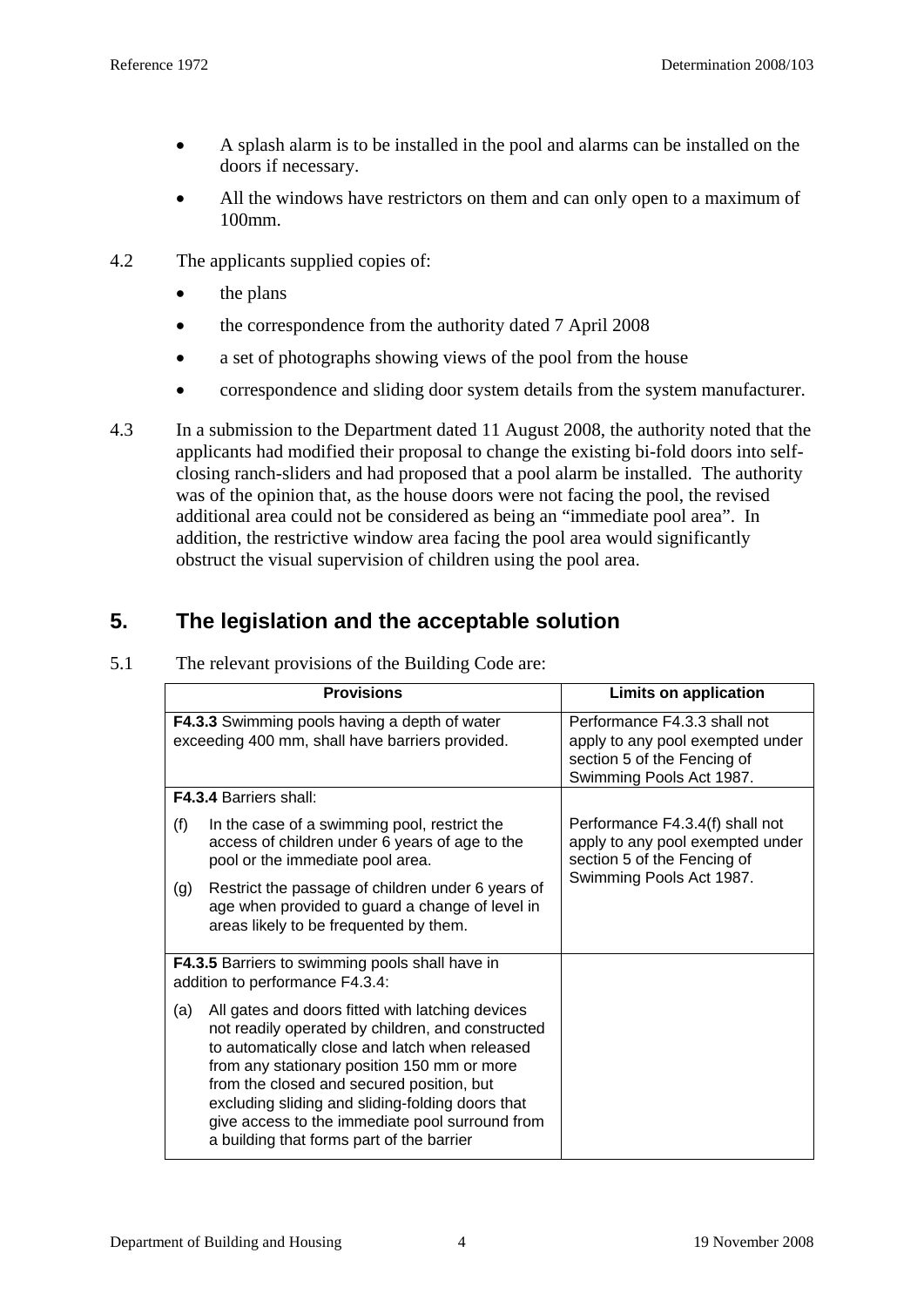- A splash alarm is to be installed in the pool and alarms can be installed on the doors if necessary.
- All the windows have restrictors on them and can only open to a maximum of 100mm.

4.2 The applicants supplied copies of:

- the plans
- the correspondence from the authority dated 7 April 2008
- a set of photographs showing views of the pool from the house
- correspondence and sliding door system details from the system manufacturer.

4.3 In a submission to the Department dated 11 August 2008, the authority noted that the applicants had modified their proposal to change the existing bi-fold doors into self-closing ranch-sliders and had proposed that a pool alarm be installed. The authority was of the opinion that, as the house doors were not facing the pool, the revised additional area could not be considered as being an "immediate pool area". In addition, the restrictive window area facing the pool area would significantly obstruct the visual supervision of children using the pool area.

## 5. The legislation and the acceptable solution

5.1 The relevant provisions of the Building Code are:

| Provisions | Limits on application |
|---|---|
| **F4.3.3** Swimming pools having a depth of water exceeding 400 mm, shall have barriers provided. | Performance F4.3.3 shall not apply to any pool exempted under section 5 of the Fencing of Swimming Pools Act 1987. |
| **F4.3.4** Barriers shall: (f) In the case of a swimming pool, restrict the access of children under 6 years of age to the pool or the immediate pool area. (g) Restrict the passage of children under 6 years of age when provided to guard a change of level in areas likely to be frequented by them. | Performance F4.3.4(f) shall not apply to any pool exempted under section 5 of the Fencing of Swimming Pools Act 1987. |
| **F4.3.5** Barriers to swimming pools shall have in addition to performance F4.3.4: (a) All gates and doors fitted with latching devices not readily operated by children, and constructed to automatically close and latch when released from any stationary position 150 mm or more from the closed and secured position, but excluding sliding and sliding-folding doors that give access to the immediate pool surround from a building that forms part of the barrier | |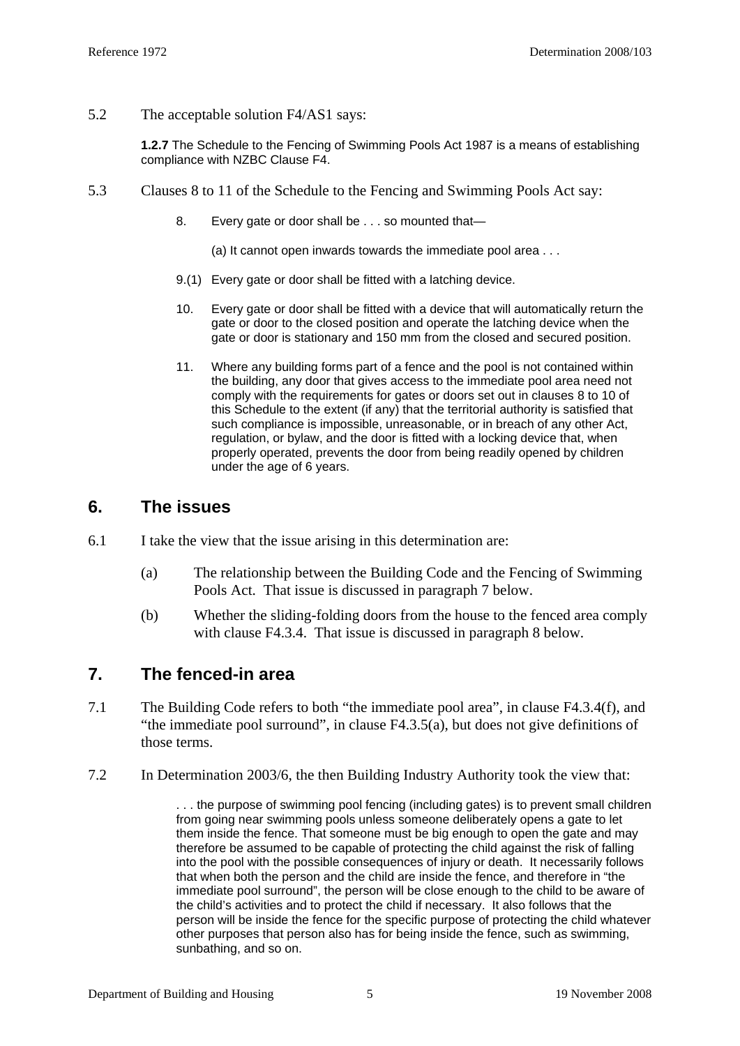5.2 The acceptable solution F4/AS1 says:

> **1.2.7** The Schedule to the Fencing of Swimming Pools Act 1987 is a means of establishing compliance with NZBC Clause F4.

5.3 Clauses 8 to 11 of the Schedule to the Fencing and Swimming Pools Act say:

> 8. Every gate or door shall be . . . so mounted that—
>
> (a) It cannot open inwards towards the immediate pool area . . .
>
> 9.(1) Every gate or door shall be fitted with a latching device.
>
> 10. Every gate or door shall be fitted with a device that will automatically return the gate or door to the closed position and operate the latching device when the gate or door is stationary and 150 mm from the closed and secured position.
>
> 11. Where any building forms part of a fence and the pool is not contained within the building, any door that gives access to the immediate pool area need not comply with the requirements for gates or doors set out in clauses 8 to 10 of this Schedule to the extent (if any) that the territorial authority is satisfied that such compliance is impossible, unreasonable, or in breach of any other Act, regulation, or bylaw, and the door is fitted with a locking device that, when properly operated, prevents the door from being readily opened by children under the age of 6 years.

## 6. The issues

6.1 I take the view that the issue arising in this determination are:

(a) The relationship between the Building Code and the Fencing of Swimming Pools Act. That issue is discussed in paragraph 7 below.

(b) Whether the sliding-folding doors from the house to the fenced area comply with clause F4.3.4. That issue is discussed in paragraph 8 below.

## 7. The fenced-in area

7.1 The Building Code refers to both "the immediate pool area", in clause F4.3.4(f), and "the immediate pool surround", in clause F4.3.5(a), but does not give definitions of those terms.

7.2 In Determination 2003/6, the then Building Industry Authority took the view that:

> . . . the purpose of swimming pool fencing (including gates) is to prevent small children from going near swimming pools unless someone deliberately opens a gate to let them inside the fence. That someone must be big enough to open the gate and may therefore be assumed to be capable of protecting the child against the risk of falling into the pool with the possible consequences of injury or death. It necessarily follows that when both the person and the child are inside the fence, and therefore in "the immediate pool surround", the person will be close enough to the child to be aware of the child's activities and to protect the child if necessary. It also follows that the person will be inside the fence for the specific purpose of protecting the child whatever other purposes that person also has for being inside the fence, such as swimming, sunbathing, and so on.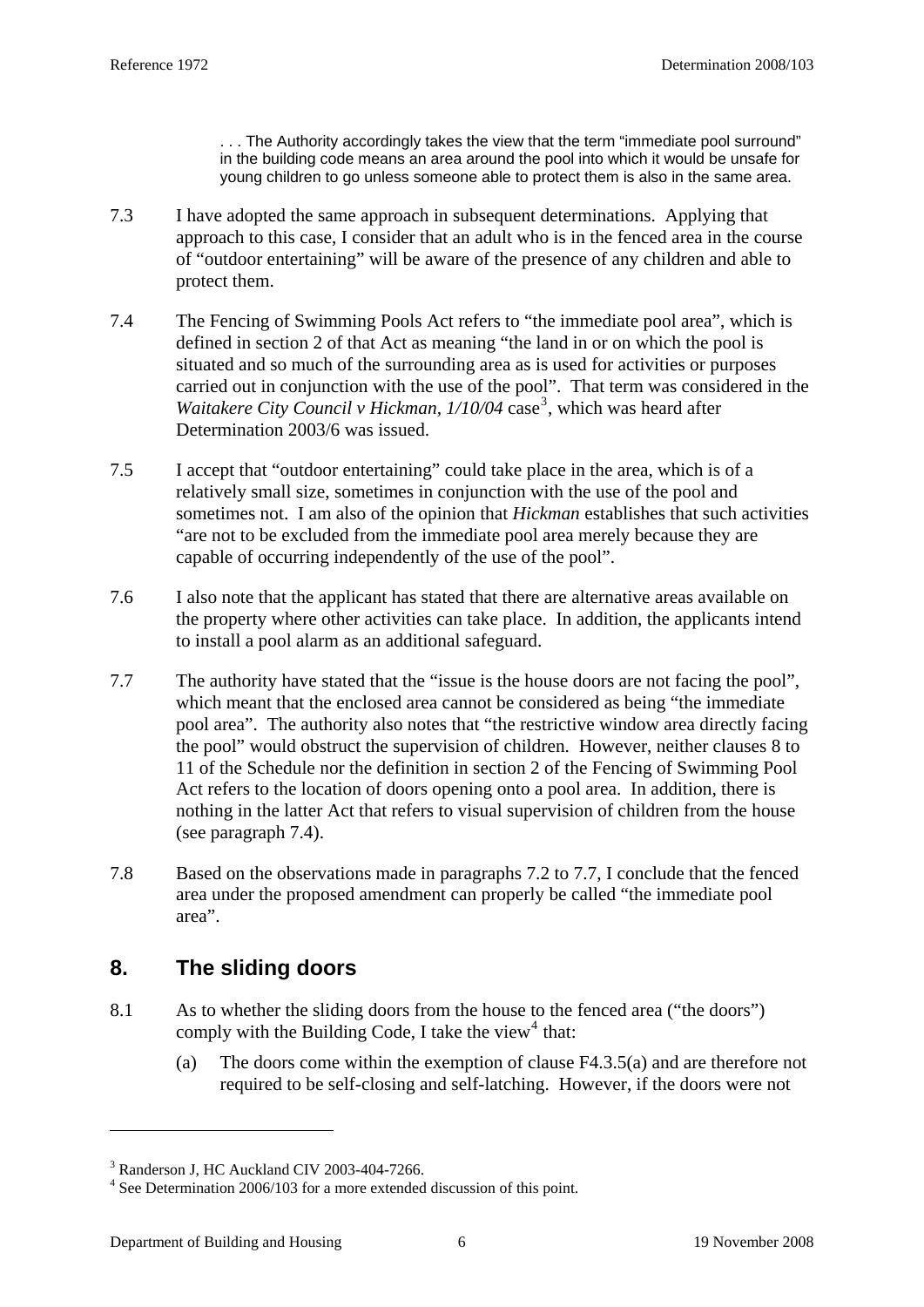> . . . The Authority accordingly takes the view that the term "immediate pool surround" in the building code means an area around the pool into which it would be unsafe for young children to go unless someone able to protect them is also in the same area.

7.3 I have adopted the same approach in subsequent determinations. Applying that approach to this case, I consider that an adult who is in the fenced area in the course of "outdoor entertaining" will be aware of the presence of any children and able to protect them.

7.4 The Fencing of Swimming Pools Act refers to "the immediate pool area", which is defined in section 2 of that Act as meaning "the land in or on which the pool is situated and so much of the surrounding area as is used for activities or purposes carried out in conjunction with the use of the pool". That term was considered in the *Waitakere City Council v Hickman, 1/10/04* case[3], which was heard after Determination 2003/6 was issued.

7.5 I accept that "outdoor entertaining" could take place in the area, which is of a relatively small size, sometimes in conjunction with the use of the pool and sometimes not. I am also of the opinion that *Hickman* establishes that such activities "are not to be excluded from the immediate pool area merely because they are capable of occurring independently of the use of the pool".

7.6 I also note that the applicant has stated that there are alternative areas available on the property where other activities can take place. In addition, the applicants intend to install a pool alarm as an additional safeguard.

7.7 The authority have stated that the "issue is the house doors are not facing the pool", which meant that the enclosed area cannot be considered as being "the immediate pool area". The authority also notes that "the restrictive window area directly facing the pool" would obstruct the supervision of children. However, neither clauses 8 to 11 of the Schedule nor the definition in section 2 of the Fencing of Swimming Pool Act refers to the location of doors opening onto a pool area. In addition, there is nothing in the latter Act that refers to visual supervision of children from the house (see paragraph 7.4).

7.8 Based on the observations made in paragraphs 7.2 to 7.7, I conclude that the fenced area under the proposed amendment can properly be called "the immediate pool area".

## 8. The sliding doors

8.1 As to whether the sliding doors from the house to the fenced area ("the doors") comply with the Building Code, I take the view[4] that:

(a) The doors come within the exemption of clause F4.3.5(a) and are therefore not required to be self-closing and self-latching. However, if the doors were not

---

[3] Randerson J, HC Auckland CIV 2003-404-7266.

[4] See Determination 2006/103 for a more extended discussion of this point.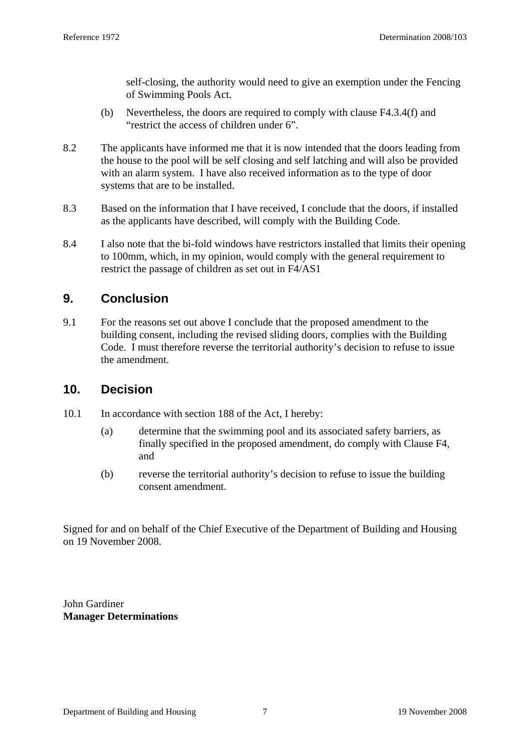self-closing, the authority would need to give an exemption under the Fencing of Swimming Pools Act.

(b) Nevertheless, the doors are required to comply with clause F4.3.4(f) and "restrict the access of children under 6".

8.2 The applicants have informed me that it is now intended that the doors leading from the house to the pool will be self closing and self latching and will also be provided with an alarm system. I have also received information as to the type of door systems that are to be installed.

8.3 Based on the information that I have received, I conclude that the doors, if installed as the applicants have described, will comply with the Building Code.

8.4 I also note that the bi-fold windows have restrictors installed that limits their opening to 100mm, which, in my opinion, would comply with the general requirement to restrict the passage of children as set out in F4/AS1

## 9. Conclusion

9.1 For the reasons set out above I conclude that the proposed amendment to the building consent, including the revised sliding doors, complies with the Building Code. I must therefore reverse the territorial authority's decision to refuse to issue the amendment.

## 10. Decision

10.1 In accordance with section 188 of the Act, I hereby:

(a) determine that the swimming pool and its associated safety barriers, as finally specified in the proposed amendment, do comply with Clause F4, and

(b) reverse the territorial authority's decision to refuse to issue the building consent amendment.

Signed for and on behalf of the Chief Executive of the Department of Building and Housing on 19 November 2008.

John Gardiner
**Manager Determinations**